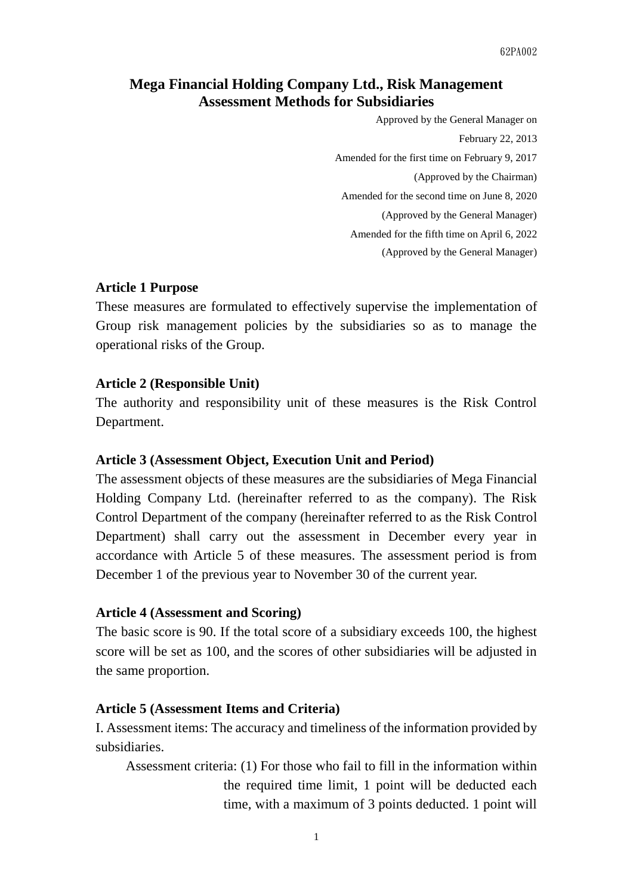62PA002

# Mega Financial Holding Company Ltd., Risk Management Assessment Methods for Subsidiaries

Approved by the General Manager on February 22, 2013

Amended for the first time on February 9, 2017 (Approved by the Chairman)

Amended for the second time on June 8, 2020 (Approved by the General Manager)

Amended for the fifth time on April 6, 2022 (Approved by the General Manager)

**Article 1 Purpose**

These measures are formulated to effectively supervise the implementation of Group risk management policies by the subsidiaries so as to manage the operational risks of the Group.

**Article 2 (Responsible Unit)**

The authority and responsibility unit of these measures is the Risk Control Department.

**Article 3 (Assessment Object, Execution Unit and Period)**

The assessment objects of these measures are the subsidiaries of Mega Financial Holding Company Ltd. (hereinafter referred to as the company). The Risk Control Department of the company (hereinafter referred to as the Risk Control Department) shall carry out the assessment in December every year in accordance with Article 5 of these measures. The assessment period is from December 1 of the previous year to November 30 of the current year.

**Article 4 (Assessment and Scoring)**

The basic score is 90. If the total score of a subsidiary exceeds 100, the highest score will be set as 100, and the scores of other subsidiaries will be adjusted in the same proportion.

**Article 5 (Assessment Items and Criteria)**

I. Assessment items: The accuracy and timeliness of the information provided by subsidiaries.

Assessment criteria: (1) For those who fail to fill in the information within the required time limit, 1 point will be deducted each time, with a maximum of 3 points deducted. 1 point will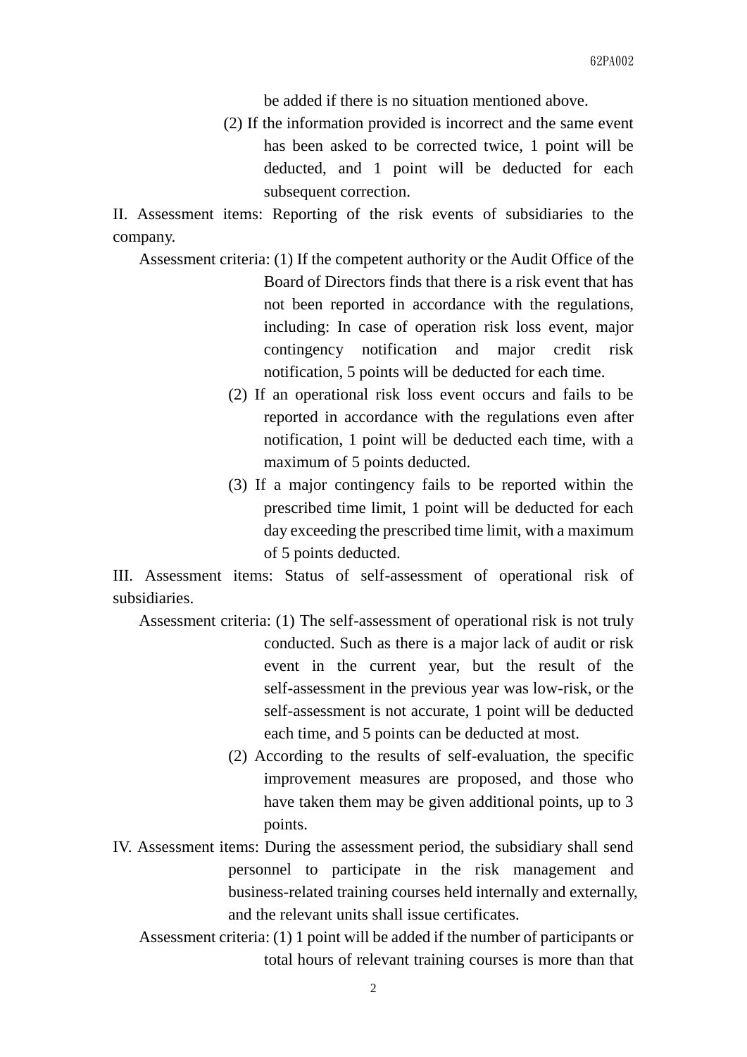be added if there is no situation mentioned above.

(2) If the information provided is incorrect and the same event has been asked to be corrected twice, 1 point will be deducted, and 1 point will be deducted for each subsequent correction.

II. Assessment items: Reporting of the risk events of subsidiaries to the company.

Assessment criteria: (1) If the competent authority or the Audit Office of the Board of Directors finds that there is a risk event that has not been reported in accordance with the regulations, including: In case of operation risk loss event, major contingency notification and major credit risk notification, 5 points will be deducted for each time.

(2) If an operational risk loss event occurs and fails to be reported in accordance with the regulations even after notification, 1 point will be deducted each time, with a maximum of 5 points deducted.

(3) If a major contingency fails to be reported within the prescribed time limit, 1 point will be deducted for each day exceeding the prescribed time limit, with a maximum of 5 points deducted.

III. Assessment items: Status of self-assessment of operational risk of subsidiaries.

Assessment criteria: (1) The self-assessment of operational risk is not truly conducted. Such as there is a major lack of audit or risk event in the current year, but the result of the self-assessment in the previous year was low-risk, or the self-assessment is not accurate, 1 point will be deducted each time, and 5 points can be deducted at most.

(2) According to the results of self-evaluation, the specific improvement measures are proposed, and those who have taken them may be given additional points, up to 3 points.

IV. Assessment items: During the assessment period, the subsidiary shall send personnel to participate in the risk management and business-related training courses held internally and externally, and the relevant units shall issue certificates.

Assessment criteria: (1) 1 point will be added if the number of participants or total hours of relevant training courses is more than that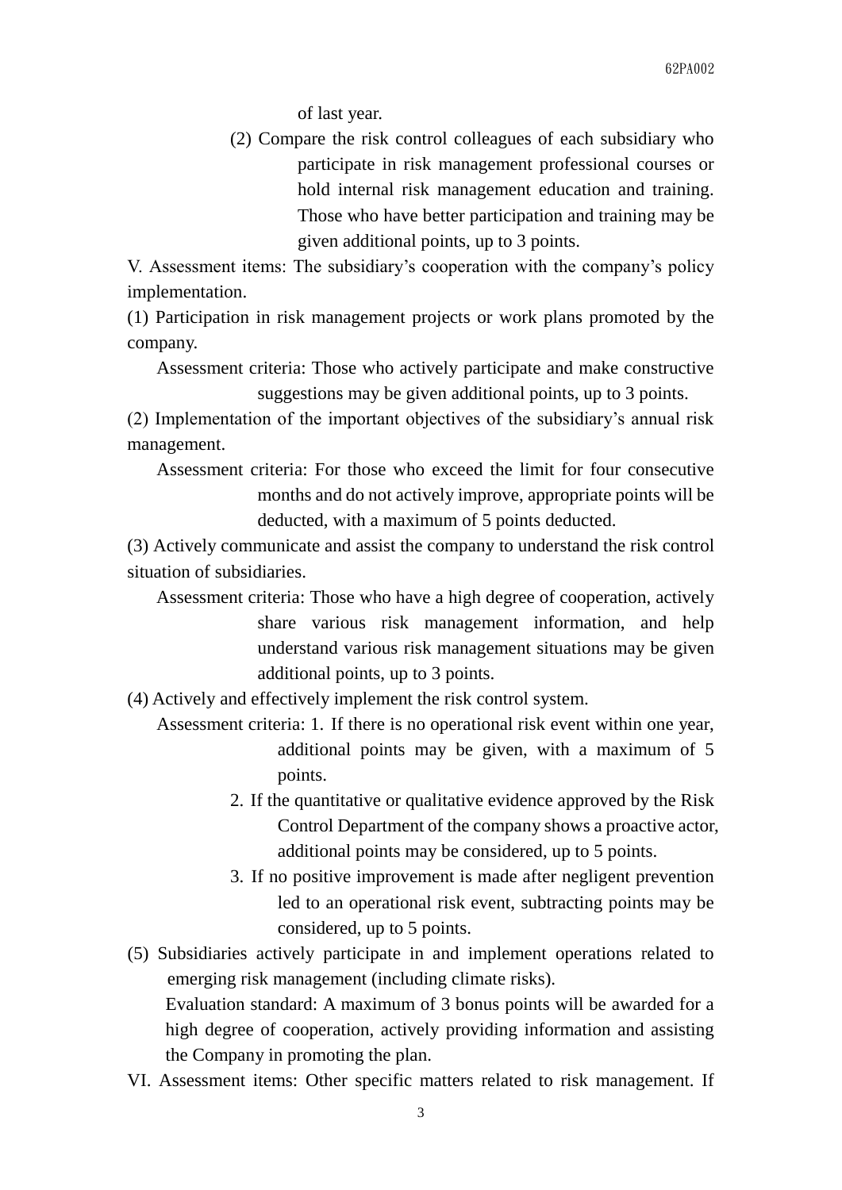of last year.

(2) Compare the risk control colleagues of each subsidiary who participate in risk management professional courses or hold internal risk management education and training. Those who have better participation and training may be given additional points, up to 3 points.

V. Assessment items: The subsidiary's cooperation with the company's policy implementation.

(1) Participation in risk management projects or work plans promoted by the company.

Assessment criteria: Those who actively participate and make constructive suggestions may be given additional points, up to 3 points.

(2) Implementation of the important objectives of the subsidiary's annual risk management.

Assessment criteria: For those who exceed the limit for four consecutive months and do not actively improve, appropriate points will be deducted, with a maximum of 5 points deducted.

(3) Actively communicate and assist the company to understand the risk control situation of subsidiaries.

Assessment criteria: Those who have a high degree of cooperation, actively share various risk management information, and help understand various risk management situations may be given additional points, up to 3 points.

(4) Actively and effectively implement the risk control system.

Assessment criteria: 1. If there is no operational risk event within one year, additional points may be given, with a maximum of 5 points.

2. If the quantitative or qualitative evidence approved by the Risk Control Department of the company shows a proactive actor, additional points may be considered, up to 5 points.

3. If no positive improvement is made after negligent prevention led to an operational risk event, subtracting points may be considered, up to 5 points.

(5) Subsidiaries actively participate in and implement operations related to emerging risk management (including climate risks).

Evaluation standard: A maximum of 3 bonus points will be awarded for a high degree of cooperation, actively providing information and assisting the Company in promoting the plan.

VI. Assessment items: Other specific matters related to risk management. If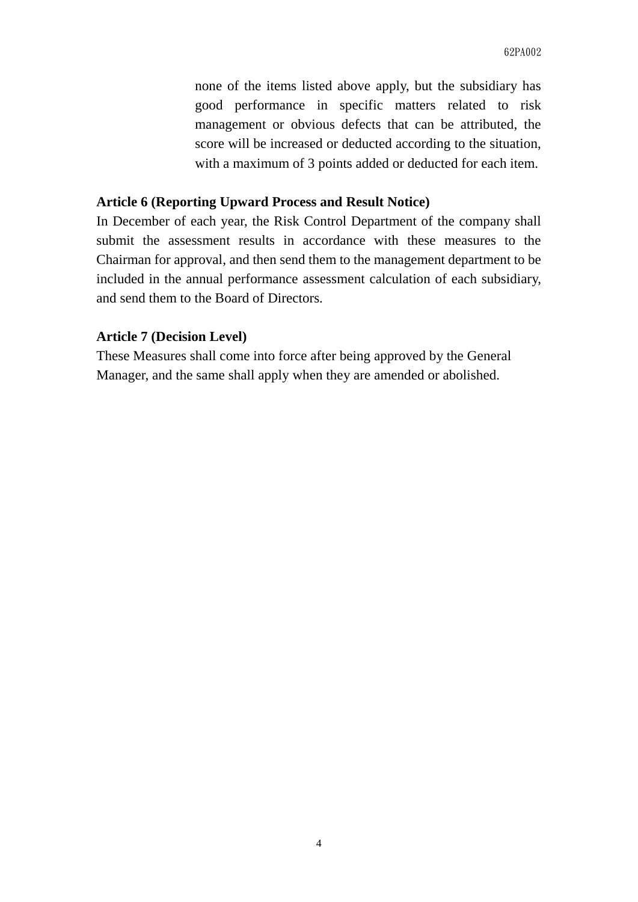none of the items listed above apply, but the subsidiary has good performance in specific matters related to risk management or obvious defects that can be attributed, the score will be increased or deducted according to the situation, with a maximum of 3 points added or deducted for each item.

**Article 6 (Reporting Upward Process and Result Notice)**

In December of each year, the Risk Control Department of the company shall submit the assessment results in accordance with these measures to the Chairman for approval, and then send them to the management department to be included in the annual performance assessment calculation of each subsidiary, and send them to the Board of Directors.

**Article 7 (Decision Level)**

These Measures shall come into force after being approved by the General Manager, and the same shall apply when they are amended or abolished.